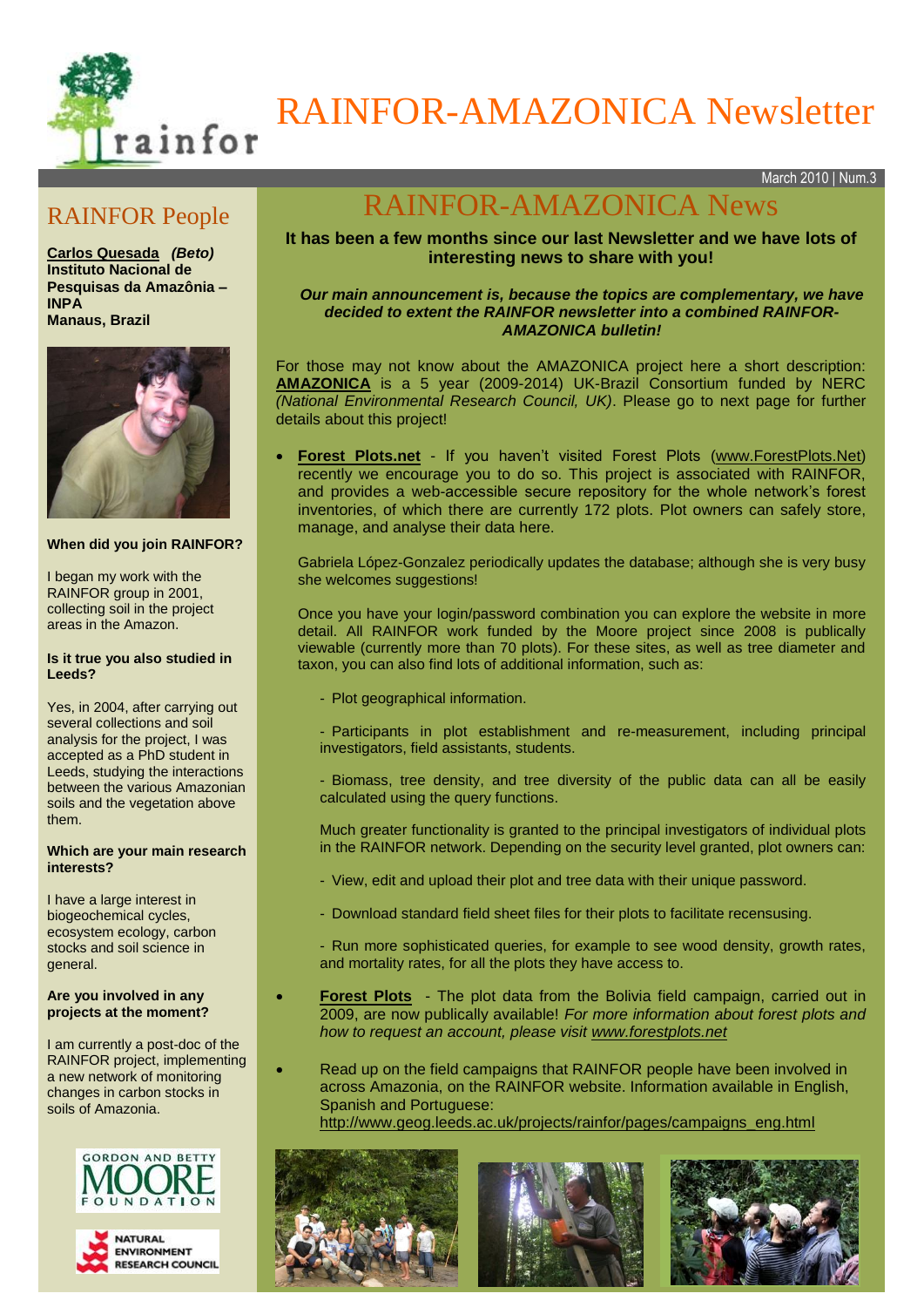# RAINFOR-AMAZONICA Newsletter

March 2010 | Num.3

## RAINFOR People

**Carlos Quesada** ***(Beto)***
**Instituto Nacional de Pesquisas da Amazônia – INPA**
**Manaus, Brazil**

**When did you join RAINFOR?**

I began my work with the RAINFOR group in 2001, collecting soil in the project areas in the Amazon.

**Is it true you also studied in Leeds?**

Yes, in 2004, after carrying out several collections and soil analysis for the project, I was accepted as a PhD student in Leeds, studying the interactions between the various Amazonian soils and the vegetation above them.

**Which are your main research interests?**

I have a large interest in biogeochemical cycles, ecosystem ecology, carbon stocks and soil science in general.

**Are you involved in any projects at the moment?**

I am currently a post-doc of the RAINFOR project, implementing a new network of monitoring changes in carbon stocks in soils of Amazonia.

## RAINFOR-AMAZONICA News

**It has been a few months since our last Newsletter and we have lots of interesting news to share with you!**

***Our main announcement is, because the topics are complementary, we have decided to extent the RAINFOR newsletter into a combined RAINFOR-AMAZONICA bulletin!***

For those may not know about the AMAZONICA project here a short description: **AMAZONICA** is a 5 year (2009-2014) UK-Brazil Consortium funded by NERC *(National Environmental Research Council, UK)*. Please go to next page for further details about this project!

- **Forest Plots.net** - If you haven't visited Forest Plots (www.ForestPlots.Net) recently we encourage you to do so. This project is associated with RAINFOR, and provides a web-accessible secure repository for the whole network's forest inventories, of which there are currently 172 plots. Plot owners can safely store, manage, and analyse their data here.

  Gabriela López-Gonzalez periodically updates the database; although she is very busy she welcomes suggestions!

  Once you have your login/password combination you can explore the website in more detail. All RAINFOR work funded by the Moore project since 2008 is publically viewable (currently more than 70 plots). For these sites, as well as tree diameter and taxon, you can also find lots of additional information, such as:

  - Plot geographical information.
  - Participants in plot establishment and re-measurement, including principal investigators, field assistants, students.
  - Biomass, tree density, and tree diversity of the public data can all be easily calculated using the query functions.

  Much greater functionality is granted to the principal investigators of individual plots in the RAINFOR network. Depending on the security level granted, plot owners can:

  - View, edit and upload their plot and tree data with their unique password.
  - Download standard field sheet files for their plots to facilitate recensusing.
  - Run more sophisticated queries, for example to see wood density, growth rates, and mortality rates, for all the plots they have access to.

- **Forest Plots** - The plot data from the Bolivia field campaign, carried out in 2009, are now publically available! *For more information about forest plots and how to request an account, please visit www.forestplots.net*

- Read up on the field campaigns that RAINFOR people have been involved in across Amazonia, on the RAINFOR website. Information available in English, Spanish and Portuguese: http://www.geog.leeds.ac.uk/projects/rainfor/pages/campaigns_eng.html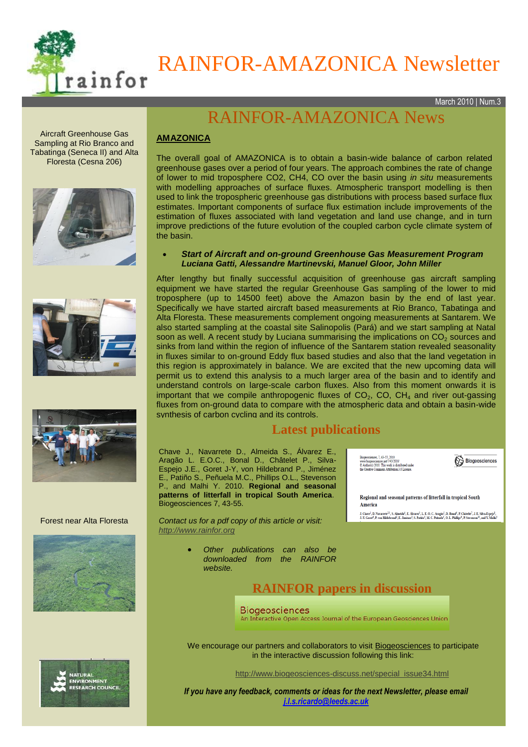# RAINFOR-AMAZONICA Newsletter

March 2010 | Num.3

Aircraft Greenhouse Gas Sampling at Rio Branco and Tabatinga (Seneca II) and Alta Floresta (Cesna 206)

Forest near Alta Floresta

## RAINFOR-AMAZONICA News

### AMAZONICA

The overall goal of AMAZONICA is to obtain a basin-wide balance of carbon related greenhouse gases over a period of four years. The approach combines the rate of change of lower to mid troposphere CO2, CH4, CO over the basin using *in situ* measurements with modelling approaches of surface fluxes. Atmospheric transport modelling is then used to link the tropospheric greenhouse gas distributions with process based surface flux estimates. Important components of surface flux estimation include improvements of the estimation of fluxes associated with land vegetation and land use change, and in turn improve predictions of the future evolution of the coupled carbon cycle climate system of the basin.

- ***Start of Aircraft and on-ground Greenhouse Gas Measurement Program***
  ***Luciana Gatti, Alessandre Martinevski, Manuel Gloor, John Miller***

After lengthy but finally successful acquisition of greenhouse gas aircraft sampling equipment we have started the regular Greenhouse Gas sampling of the lower to mid troposphere (up to 14500 feet) above the Amazon basin by the end of last year. Specifically we have started aircraft based measurements at Rio Branco, Tabatinga and Alta Floresta. These measurements complement ongoing measurements at Santarem. We also started sampling at the coastal site Salinopolis (Pará) and we start sampling at Natal soon as well. A recent study by Luciana summarising the implications on $CO_2$ sources and sinks from land within the region of influence of the Santarem station revealed seasonality in fluxes similar to on-ground Eddy flux based studies and also that the land vegetation in this region is approximately in balance. We are excited that the new upcoming data will permit us to extend this analysis to a much larger area of the basin and to identify and understand controls on large-scale carbon fluxes. Also from this moment onwards it is important that we compile anthropogenic fluxes of $CO_2$, CO, $CH_4$ and river out-gassing fluxes from on-ground data to compare with the atmospheric data and obtain a basin-wide synthesis of carbon cycling and its controls.

## Latest publications

Chave J., Navarrete D., Almeida S., Álvarez E., Aragão L. E.O.C., Bonal D., Châtelet P., Silva-Espejo J.E., Goret J-Y, von Hildebrand P., Jiménez E., Patiño S., Peñuela M.C., Phillips O.L., Stevenson P., and Malhi Y. 2010. **Regional and seasonal patterns of litterfall in tropical South America**. Biogeosciences 7, 43-55.

*Contact us for a pdf copy of this article or visit: http://www.rainfor.org*

- *Other publications can also be downloaded from the RAINFOR website.*

## RAINFOR papers in discussion

Biogeosciences
An Interactive Open Access Journal of the European Geosciences Union

We encourage our partners and collaborators to visit Biogeosciences to participate in the interactive discussion following this link:

http://www.biogeosciences-discuss.net/special_issue34.html

***If you have any feedback, comments or ideas for the next Newsletter, please email j.l.s.ricardo@leeds.ac.uk***